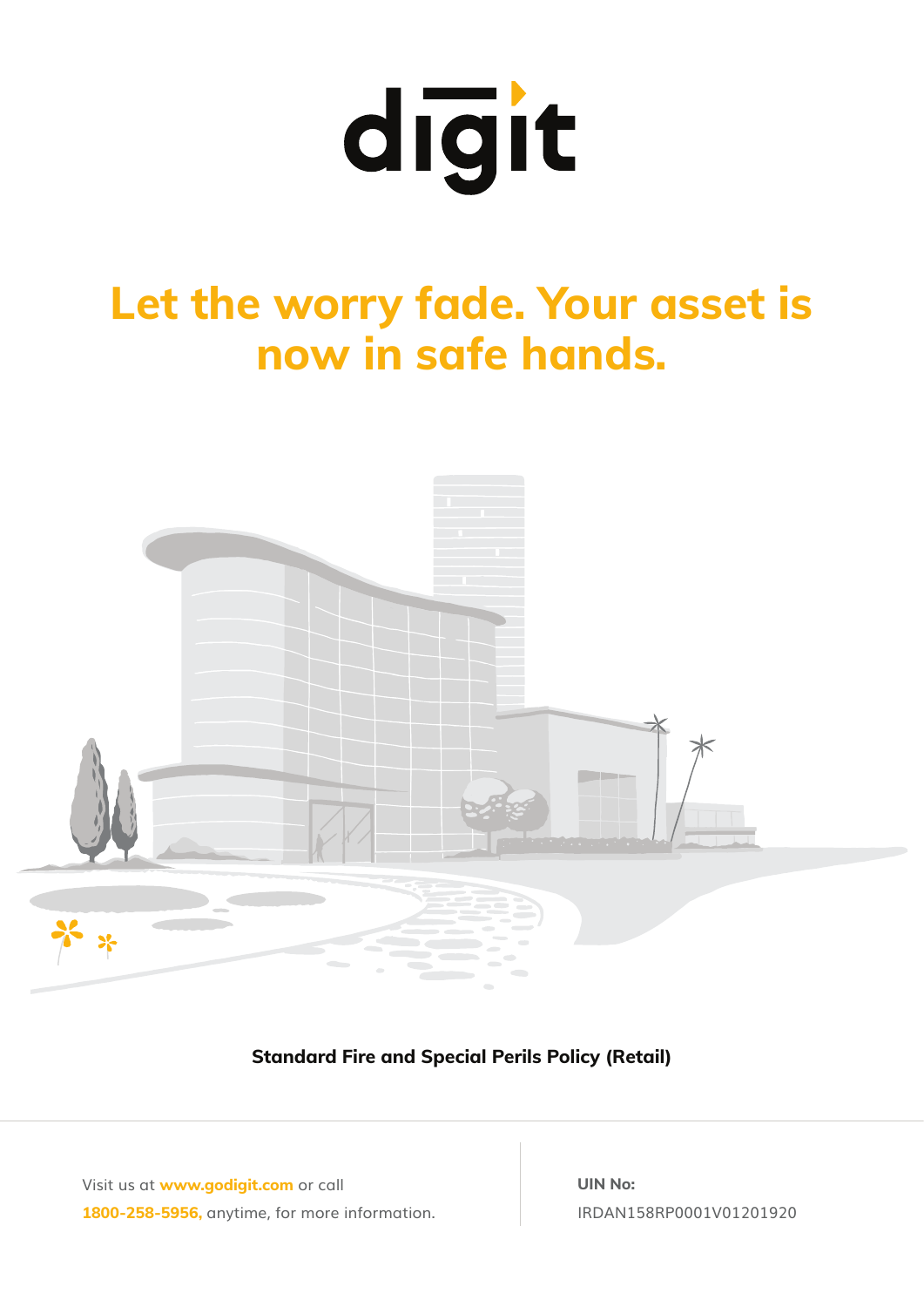# digit

## Let the worry fade. Your asset is now in safe hands.

**Standard Fire and Special Perils Policy (Retail)**

Visit us at **www.godigit.com** or call **1800-258-5956,** anytime, for more information.

**UIN No:**
IRDAN158RP0001V01201920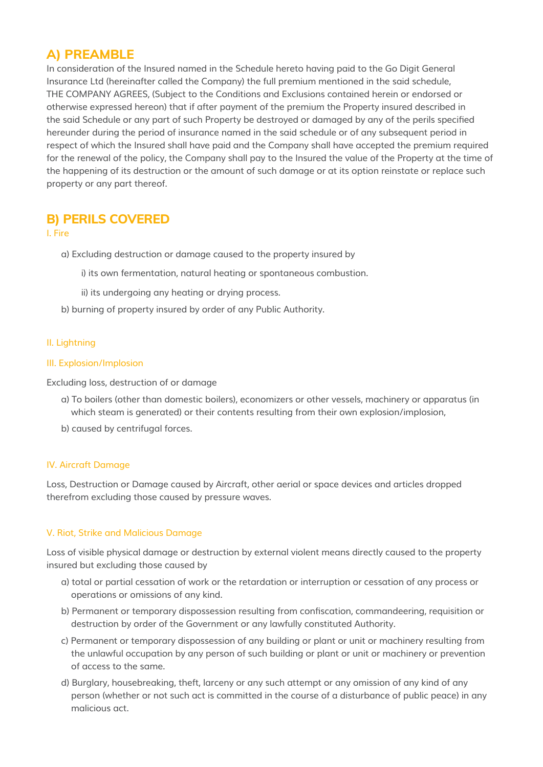## A) PREAMBLE

In consideration of the Insured named in the Schedule hereto having paid to the Go Digit General Insurance Ltd (hereinafter called the Company) the full premium mentioned in the said schedule, THE COMPANY AGREES, (Subject to the Conditions and Exclusions contained herein or endorsed or otherwise expressed hereon) that if after payment of the premium the Property insured described in the said Schedule or any part of such Property be destroyed or damaged by any of the perils specified hereunder during the period of insurance named in the said schedule or of any subsequent period in respect of which the Insured shall have paid and the Company shall have accepted the premium required for the renewal of the policy, the Company shall pay to the Insured the value of the Property at the time of the happening of its destruction or the amount of such damage or at its option reinstate or replace such property or any part thereof.

## B) PERILS COVERED

### I. Fire

a) Excluding destruction or damage caused to the property insured by

i) its own fermentation, natural heating or spontaneous combustion.

ii) its undergoing any heating or drying process.

b) burning of property insured by order of any Public Authority.

### II. Lightning

### III. Explosion/Implosion

Excluding loss, destruction of or damage

a) To boilers (other than domestic boilers), economizers or other vessels, machinery or apparatus (in which steam is generated) or their contents resulting from their own explosion/implosion,

b) caused by centrifugal forces.

### IV. Aircraft Damage

Loss, Destruction or Damage caused by Aircraft, other aerial or space devices and articles dropped therefrom excluding those caused by pressure waves.

### V. Riot, Strike and Malicious Damage

Loss of visible physical damage or destruction by external violent means directly caused to the property insured but excluding those caused by

a) total or partial cessation of work or the retardation or interruption or cessation of any process or operations or omissions of any kind.

b) Permanent or temporary dispossession resulting from confiscation, commandeering, requisition or destruction by order of the Government or any lawfully constituted Authority.

c) Permanent or temporary dispossession of any building or plant or unit or machinery resulting from the unlawful occupation by any person of such building or plant or unit or machinery or prevention of access to the same.

d) Burglary, housebreaking, theft, larceny or any such attempt or any omission of any kind of any person (whether or not such act is committed in the course of a disturbance of public peace) in any malicious act.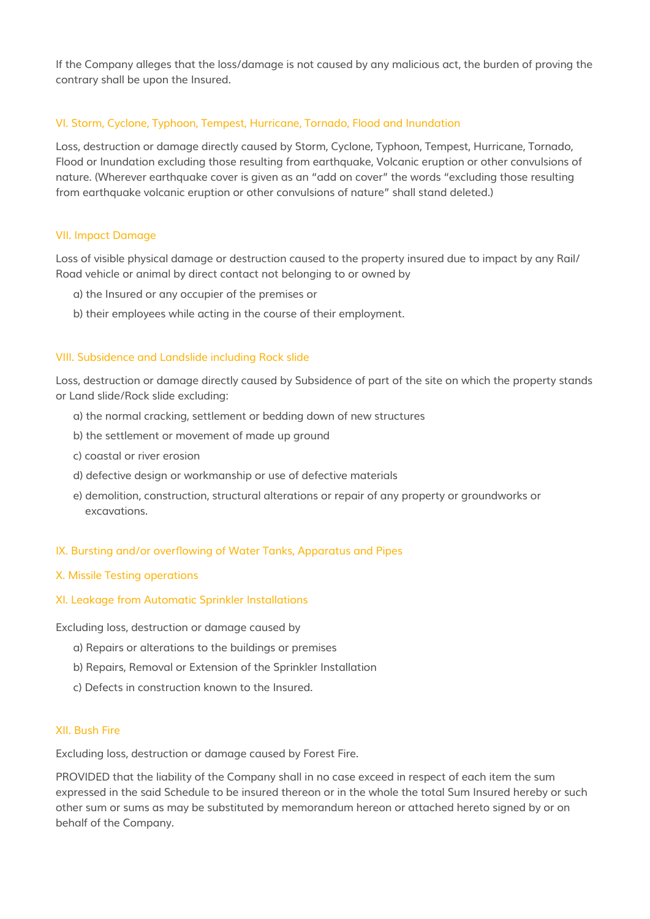If the Company alleges that the loss/damage is not caused by any malicious act, the burden of proving the contrary shall be upon the Insured.

### VI. Storm, Cyclone, Typhoon, Tempest, Hurricane, Tornado, Flood and Inundation

Loss, destruction or damage directly caused by Storm, Cyclone, Typhoon, Tempest, Hurricane, Tornado, Flood or Inundation excluding those resulting from earthquake, Volcanic eruption or other convulsions of nature. (Wherever earthquake cover is given as an "add on cover" the words "excluding those resulting from earthquake volcanic eruption or other convulsions of nature" shall stand deleted.)

### VII. Impact Damage

Loss of visible physical damage or destruction caused to the property insured due to impact by any Rail/ Road vehicle or animal by direct contact not belonging to or owned by

a) the Insured or any occupier of the premises or

b) their employees while acting in the course of their employment.

### VIII. Subsidence and Landslide including Rock slide

Loss, destruction or damage directly caused by Subsidence of part of the site on which the property stands or Land slide/Rock slide excluding:

a) the normal cracking, settlement or bedding down of new structures

b) the settlement or movement of made up ground

c) coastal or river erosion

d) defective design or workmanship or use of defective materials

e) demolition, construction, structural alterations or repair of any property or groundworks or excavations.

### IX. Bursting and/or overflowing of Water Tanks, Apparatus and Pipes

### X. Missile Testing operations

### XI. Leakage from Automatic Sprinkler Installations

Excluding loss, destruction or damage caused by

a) Repairs or alterations to the buildings or premises

b) Repairs, Removal or Extension of the Sprinkler Installation

c) Defects in construction known to the Insured.

### XII. Bush Fire

Excluding loss, destruction or damage caused by Forest Fire.

PROVIDED that the liability of the Company shall in no case exceed in respect of each item the sum expressed in the said Schedule to be insured thereon or in the whole the total Sum Insured hereby or such other sum or sums as may be substituted by memorandum hereon or attached hereto signed by or on behalf of the Company.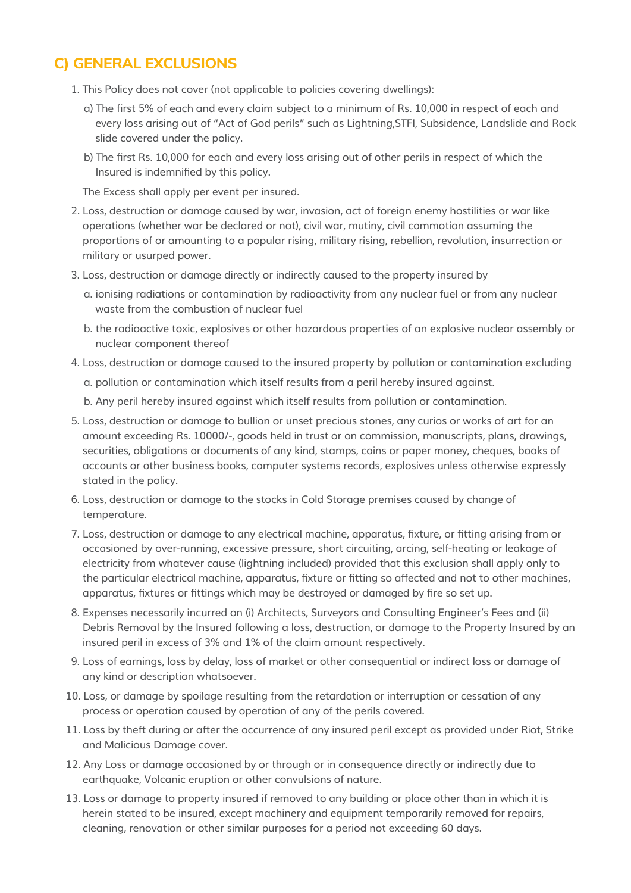## C) GENERAL EXCLUSIONS

1. This Policy does not cover (not applicable to policies covering dwellings):

   a) The first 5% of each and every claim subject to a minimum of Rs. 10,000 in respect of each and every loss arising out of "Act of God perils" such as Lightning,STFI, Subsidence, Landslide and Rock slide covered under the policy.

   b) The first Rs. 10,000 for each and every loss arising out of other perils in respect of which the Insured is indemnified by this policy.

   The Excess shall apply per event per insured.

2. Loss, destruction or damage caused by war, invasion, act of foreign enemy hostilities or war like operations (whether war be declared or not), civil war, mutiny, civil commotion assuming the proportions of or amounting to a popular rising, military rising, rebellion, revolution, insurrection or military or usurped power.

3. Loss, destruction or damage directly or indirectly caused to the property insured by

   a. ionising radiations or contamination by radioactivity from any nuclear fuel or from any nuclear waste from the combustion of nuclear fuel

   b. the radioactive toxic, explosives or other hazardous properties of an explosive nuclear assembly or nuclear component thereof

4. Loss, destruction or damage caused to the insured property by pollution or contamination excluding

   a. pollution or contamination which itself results from a peril hereby insured against.

   b. Any peril hereby insured against which itself results from pollution or contamination.

5. Loss, destruction or damage to bullion or unset precious stones, any curios or works of art for an amount exceeding Rs. 10000/-, goods held in trust or on commission, manuscripts, plans, drawings, securities, obligations or documents of any kind, stamps, coins or paper money, cheques, books of accounts or other business books, computer systems records, explosives unless otherwise expressly stated in the policy.

6. Loss, destruction or damage to the stocks in Cold Storage premises caused by change of temperature.

7. Loss, destruction or damage to any electrical machine, apparatus, fixture, or fitting arising from or occasioned by over-running, excessive pressure, short circuiting, arcing, self-heating or leakage of electricity from whatever cause (lightning included) provided that this exclusion shall apply only to the particular electrical machine, apparatus, fixture or fitting so affected and not to other machines, apparatus, fixtures or fittings which may be destroyed or damaged by fire so set up.

8. Expenses necessarily incurred on (i) Architects, Surveyors and Consulting Engineer's Fees and (ii) Debris Removal by the Insured following a loss, destruction, or damage to the Property Insured by an insured peril in excess of 3% and 1% of the claim amount respectively.

9. Loss of earnings, loss by delay, loss of market or other consequential or indirect loss or damage of any kind or description whatsoever.

10. Loss, or damage by spoilage resulting from the retardation or interruption or cessation of any process or operation caused by operation of any of the perils covered.

11. Loss by theft during or after the occurrence of any insured peril except as provided under Riot, Strike and Malicious Damage cover.

12. Any Loss or damage occasioned by or through or in consequence directly or indirectly due to earthquake, Volcanic eruption or other convulsions of nature.

13. Loss or damage to property insured if removed to any building or place other than in which it is herein stated to be insured, except machinery and equipment temporarily removed for repairs, cleaning, renovation or other similar purposes for a period not exceeding 60 days.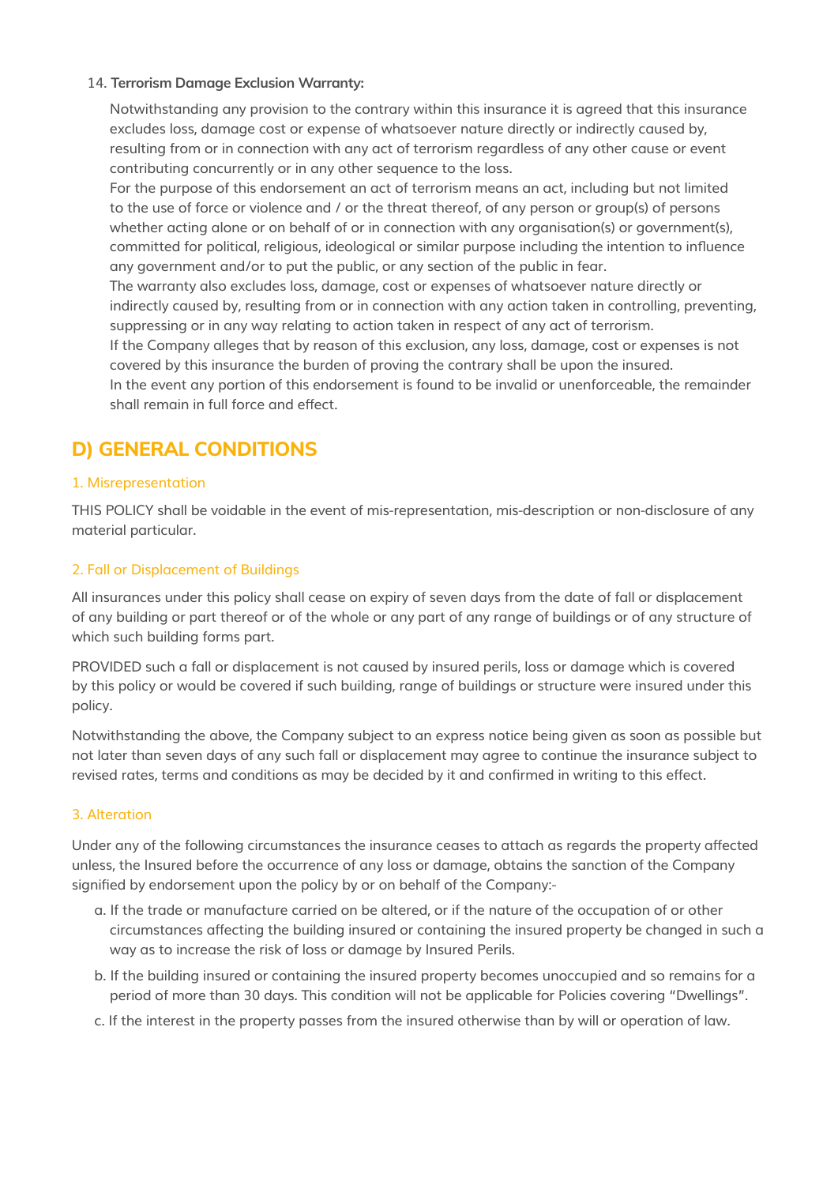14. **Terrorism Damage Exclusion Warranty:**

    Notwithstanding any provision to the contrary within this insurance it is agreed that this insurance excludes loss, damage cost or expense of whatsoever nature directly or indirectly caused by, resulting from or in connection with any act of terrorism regardless of any other cause or event contributing concurrently or in any other sequence to the loss.

    For the purpose of this endorsement an act of terrorism means an act, including but not limited to the use of force or violence and / or the threat thereof, of any person or group(s) of persons whether acting alone or on behalf of or in connection with any organisation(s) or government(s), committed for political, religious, ideological or similar purpose including the intention to influence any government and/or to put the public, or any section of the public in fear.

    The warranty also excludes loss, damage, cost or expenses of whatsoever nature directly or indirectly caused by, resulting from or in connection with any action taken in controlling, preventing, suppressing or in any way relating to action taken in respect of any act of terrorism.

    If the Company alleges that by reason of this exclusion, any loss, damage, cost or expenses is not covered by this insurance the burden of proving the contrary shall be upon the insured.

    In the event any portion of this endorsement is found to be invalid or unenforceable, the remainder shall remain in full force and effect.

## D) GENERAL CONDITIONS

### 1. Misrepresentation

THIS POLICY shall be voidable in the event of mis-representation, mis-description or non-disclosure of any material particular.

### 2. Fall or Displacement of Buildings

All insurances under this policy shall cease on expiry of seven days from the date of fall or displacement of any building or part thereof or of the whole or any part of any range of buildings or of any structure of which such building forms part.

PROVIDED such a fall or displacement is not caused by insured perils, loss or damage which is covered by this policy or would be covered if such building, range of buildings or structure were insured under this policy.

Notwithstanding the above, the Company subject to an express notice being given as soon as possible but not later than seven days of any such fall or displacement may agree to continue the insurance subject to revised rates, terms and conditions as may be decided by it and confirmed in writing to this effect.

### 3. Alteration

Under any of the following circumstances the insurance ceases to attach as regards the property affected unless, the Insured before the occurrence of any loss or damage, obtains the sanction of the Company signified by endorsement upon the policy by or on behalf of the Company:-

a. If the trade or manufacture carried on be altered, or if the nature of the occupation of or other circumstances affecting the building insured or containing the insured property be changed in such a way as to increase the risk of loss or damage by Insured Perils.

b. If the building insured or containing the insured property becomes unoccupied and so remains for a period of more than 30 days. This condition will not be applicable for Policies covering "Dwellings".

c. If the interest in the property passes from the insured otherwise than by will or operation of law.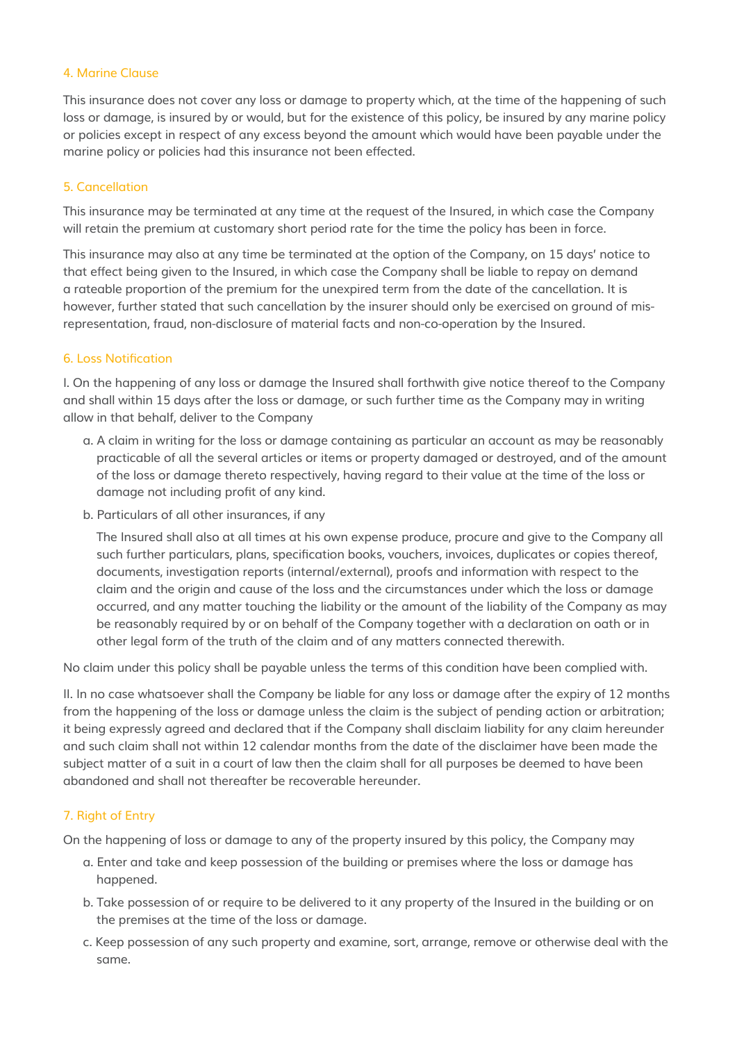### 4. Marine Clause

This insurance does not cover any loss or damage to property which, at the time of the happening of such loss or damage, is insured by or would, but for the existence of this policy, be insured by any marine policy or policies except in respect of any excess beyond the amount which would have been payable under the marine policy or policies had this insurance not been effected.

### 5. Cancellation

This insurance may be terminated at any time at the request of the Insured, in which case the Company will retain the premium at customary short period rate for the time the policy has been in force.

This insurance may also at any time be terminated at the option of the Company, on 15 days' notice to that effect being given to the Insured, in which case the Company shall be liable to repay on demand a rateable proportion of the premium for the unexpired term from the date of the cancellation. It is however, further stated that such cancellation by the insurer should only be exercised on ground of mis-representation, fraud, non-disclosure of material facts and non-co-operation by the Insured.

### 6. Loss Notification

I. On the happening of any loss or damage the Insured shall forthwith give notice thereof to the Company and shall within 15 days after the loss or damage, or such further time as the Company may in writing allow in that behalf, deliver to the Company

a. A claim in writing for the loss or damage containing as particular an account as may be reasonably practicable of all the several articles or items or property damaged or destroyed, and of the amount of the loss or damage thereto respectively, having regard to their value at the time of the loss or damage not including profit of any kind.

b. Particulars of all other insurances, if any

   The Insured shall also at all times at his own expense produce, procure and give to the Company all such further particulars, plans, specification books, vouchers, invoices, duplicates or copies thereof, documents, investigation reports (internal/external), proofs and information with respect to the claim and the origin and cause of the loss and the circumstances under which the loss or damage occurred, and any matter touching the liability or the amount of the liability of the Company as may be reasonably required by or on behalf of the Company together with a declaration on oath or in other legal form of the truth of the claim and of any matters connected therewith.

No claim under this policy shall be payable unless the terms of this condition have been complied with.

II. In no case whatsoever shall the Company be liable for any loss or damage after the expiry of 12 months from the happening of the loss or damage unless the claim is the subject of pending action or arbitration; it being expressly agreed and declared that if the Company shall disclaim liability for any claim hereunder and such claim shall not within 12 calendar months from the date of the disclaimer have been made the subject matter of a suit in a court of law then the claim shall for all purposes be deemed to have been abandoned and shall not thereafter be recoverable hereunder.

### 7. Right of Entry

On the happening of loss or damage to any of the property insured by this policy, the Company may

a. Enter and take and keep possession of the building or premises where the loss or damage has happened.

b. Take possession of or require to be delivered to it any property of the Insured in the building or on the premises at the time of the loss or damage.

c. Keep possession of any such property and examine, sort, arrange, remove or otherwise deal with the same.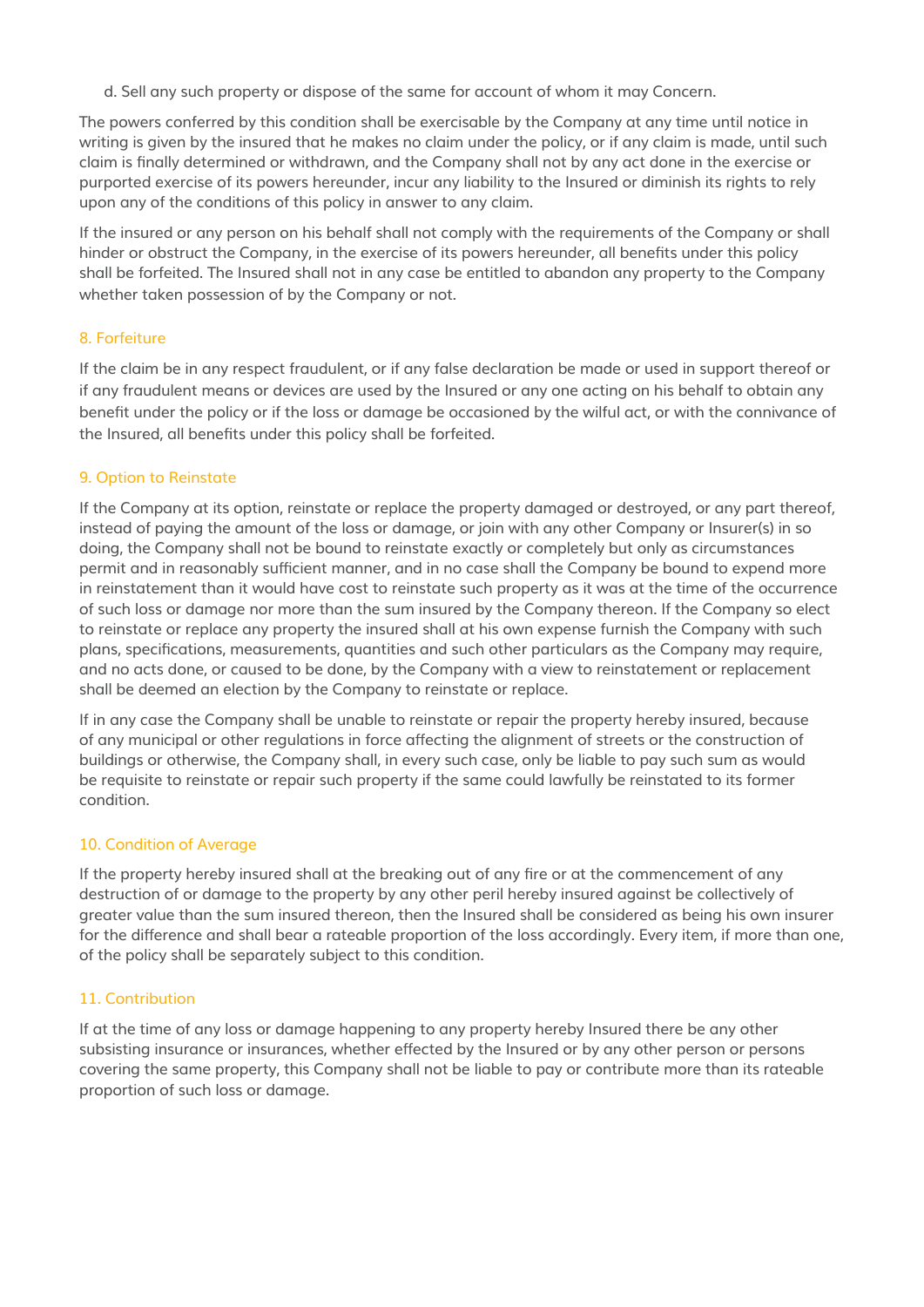d. Sell any such property or dispose of the same for account of whom it may Concern.

The powers conferred by this condition shall be exercisable by the Company at any time until notice in writing is given by the insured that he makes no claim under the policy, or if any claim is made, until such claim is finally determined or withdrawn, and the Company shall not by any act done in the exercise or purported exercise of its powers hereunder, incur any liability to the Insured or diminish its rights to rely upon any of the conditions of this policy in answer to any claim.

If the insured or any person on his behalf shall not comply with the requirements of the Company or shall hinder or obstruct the Company, in the exercise of its powers hereunder, all benefits under this policy shall be forfeited. The Insured shall not in any case be entitled to abandon any property to the Company whether taken possession of by the Company or not.

### 8. Forfeiture

If the claim be in any respect fraudulent, or if any false declaration be made or used in support thereof or if any fraudulent means or devices are used by the Insured or any one acting on his behalf to obtain any benefit under the policy or if the loss or damage be occasioned by the wilful act, or with the connivance of the Insured, all benefits under this policy shall be forfeited.

### 9. Option to Reinstate

If the Company at its option, reinstate or replace the property damaged or destroyed, or any part thereof, instead of paying the amount of the loss or damage, or join with any other Company or Insurer(s) in so doing, the Company shall not be bound to reinstate exactly or completely but only as circumstances permit and in reasonably sufficient manner, and in no case shall the Company be bound to expend more in reinstatement than it would have cost to reinstate such property as it was at the time of the occurrence of such loss or damage nor more than the sum insured by the Company thereon. If the Company so elect to reinstate or replace any property the insured shall at his own expense furnish the Company with such plans, specifications, measurements, quantities and such other particulars as the Company may require, and no acts done, or caused to be done, by the Company with a view to reinstatement or replacement shall be deemed an election by the Company to reinstate or replace.

If in any case the Company shall be unable to reinstate or repair the property hereby insured, because of any municipal or other regulations in force affecting the alignment of streets or the construction of buildings or otherwise, the Company shall, in every such case, only be liable to pay such sum as would be requisite to reinstate or repair such property if the same could lawfully be reinstated to its former condition.

### 10. Condition of Average

If the property hereby insured shall at the breaking out of any fire or at the commencement of any destruction of or damage to the property by any other peril hereby insured against be collectively of greater value than the sum insured thereon, then the Insured shall be considered as being his own insurer for the difference and shall bear a rateable proportion of the loss accordingly. Every item, if more than one, of the policy shall be separately subject to this condition.

### 11. Contribution

If at the time of any loss or damage happening to any property hereby Insured there be any other subsisting insurance or insurances, whether effected by the Insured or by any other person or persons covering the same property, this Company shall not be liable to pay or contribute more than its rateable proportion of such loss or damage.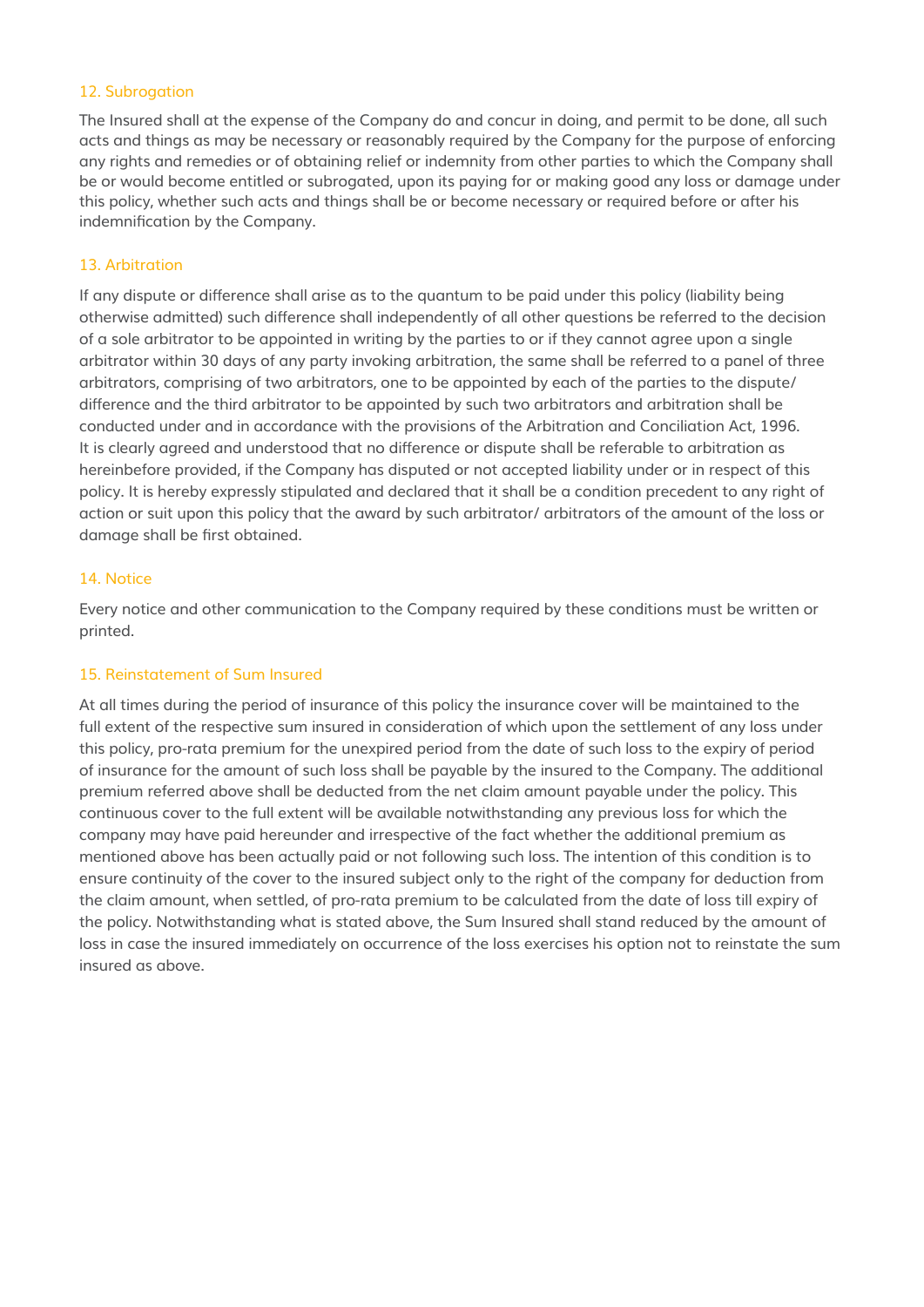### 12. Subrogation

The Insured shall at the expense of the Company do and concur in doing, and permit to be done, all such acts and things as may be necessary or reasonably required by the Company for the purpose of enforcing any rights and remedies or of obtaining relief or indemnity from other parties to which the Company shall be or would become entitled or subrogated, upon its paying for or making good any loss or damage under this policy, whether such acts and things shall be or become necessary or required before or after his indemnification by the Company.

### 13. Arbitration

If any dispute or difference shall arise as to the quantum to be paid under this policy (liability being otherwise admitted) such difference shall independently of all other questions be referred to the decision of a sole arbitrator to be appointed in writing by the parties to or if they cannot agree upon a single arbitrator within 30 days of any party invoking arbitration, the same shall be referred to a panel of three arbitrators, comprising of two arbitrators, one to be appointed by each of the parties to the dispute/ difference and the third arbitrator to be appointed by such two arbitrators and arbitration shall be conducted under and in accordance with the provisions of the Arbitration and Conciliation Act, 1996. It is clearly agreed and understood that no difference or dispute shall be referable to arbitration as hereinbefore provided, if the Company has disputed or not accepted liability under or in respect of this policy. It is hereby expressly stipulated and declared that it shall be a condition precedent to any right of action or suit upon this policy that the award by such arbitrator/ arbitrators of the amount of the loss or damage shall be first obtained.

### 14. Notice

Every notice and other communication to the Company required by these conditions must be written or printed.

### 15. Reinstatement of Sum Insured

At all times during the period of insurance of this policy the insurance cover will be maintained to the full extent of the respective sum insured in consideration of which upon the settlement of any loss under this policy, pro-rata premium for the unexpired period from the date of such loss to the expiry of period of insurance for the amount of such loss shall be payable by the insured to the Company. The additional premium referred above shall be deducted from the net claim amount payable under the policy. This continuous cover to the full extent will be available notwithstanding any previous loss for which the company may have paid hereunder and irrespective of the fact whether the additional premium as mentioned above has been actually paid or not following such loss. The intention of this condition is to ensure continuity of the cover to the insured subject only to the right of the company for deduction from the claim amount, when settled, of pro-rata premium to be calculated from the date of loss till expiry of the policy. Notwithstanding what is stated above, the Sum Insured shall stand reduced by the amount of loss in case the insured immediately on occurrence of the loss exercises his option not to reinstate the sum insured as above.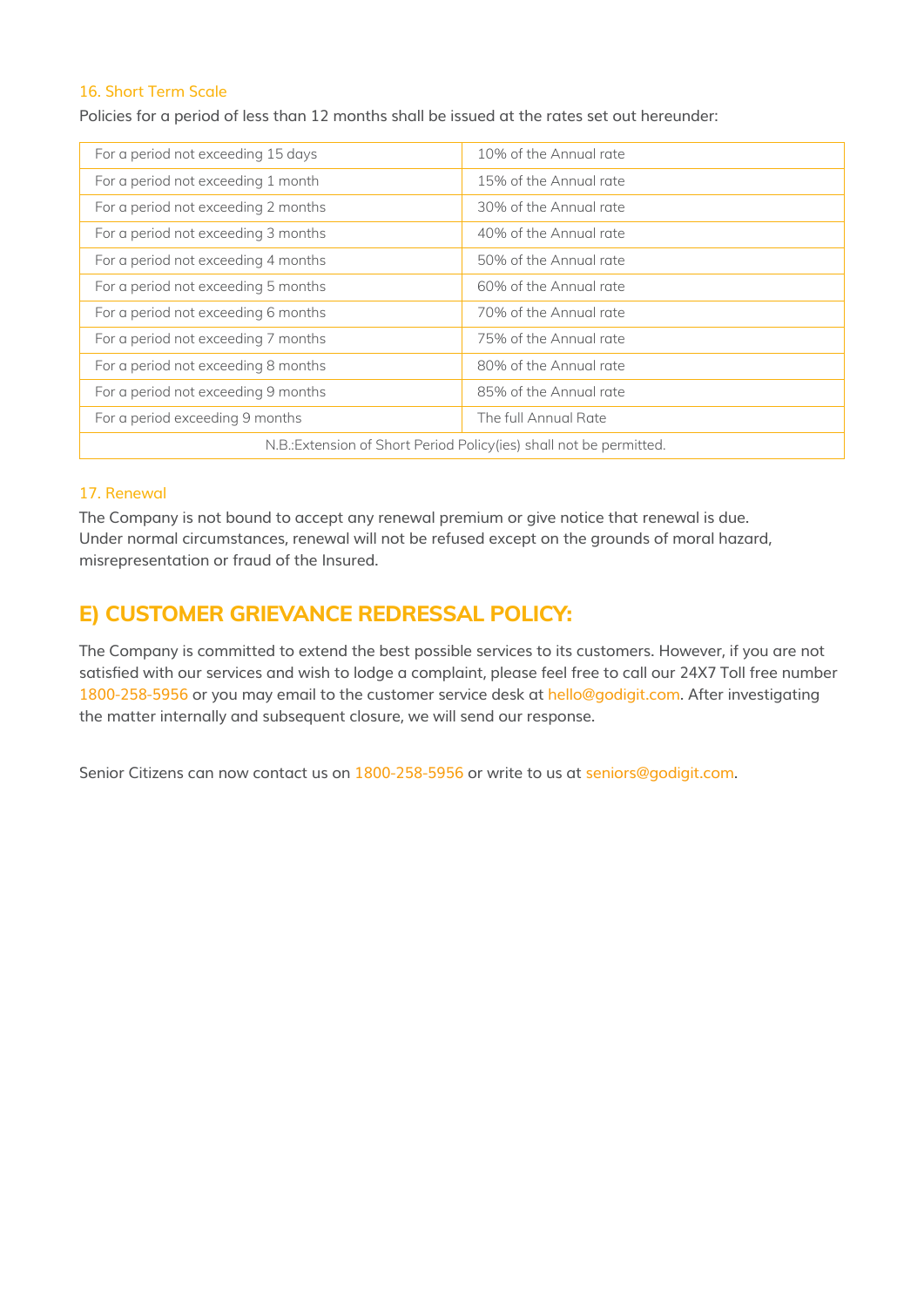### 16. Short Term Scale

Policies for a period of less than 12 months shall be issued at the rates set out hereunder:

| | |
|---|---|
| For a period not exceeding 15 days | 10% of the Annual rate |
| For a period not exceeding 1 month | 15% of the Annual rate |
| For a period not exceeding 2 months | 30% of the Annual rate |
| For a period not exceeding 3 months | 40% of the Annual rate |
| For a period not exceeding 4 months | 50% of the Annual rate |
| For a period not exceeding 5 months | 60% of the Annual rate |
| For a period not exceeding 6 months | 70% of the Annual rate |
| For a period not exceeding 7 months | 75% of the Annual rate |
| For a period not exceeding 8 months | 80% of the Annual rate |
| For a period not exceeding 9 months | 85% of the Annual rate |
| For a period exceeding 9 months | The full Annual Rate |
| N.B.:Extension of Short Period Policy(ies) shall not be permitted. | |

### 17. Renewal

The Company is not bound to accept any renewal premium or give notice that renewal is due. Under normal circumstances, renewal will not be refused except on the grounds of moral hazard, misrepresentation or fraud of the Insured.

## E) CUSTOMER GRIEVANCE REDRESSAL POLICY:

The Company is committed to extend the best possible services to its customers. However, if you are not satisfied with our services and wish to lodge a complaint, please feel free to call our 24X7 Toll free number 1800-258-5956 or you may email to the customer service desk at hello@godigit.com. After investigating the matter internally and subsequent closure, we will send our response.

Senior Citizens can now contact us on 1800-258-5956 or write to us at seniors@godigit.com.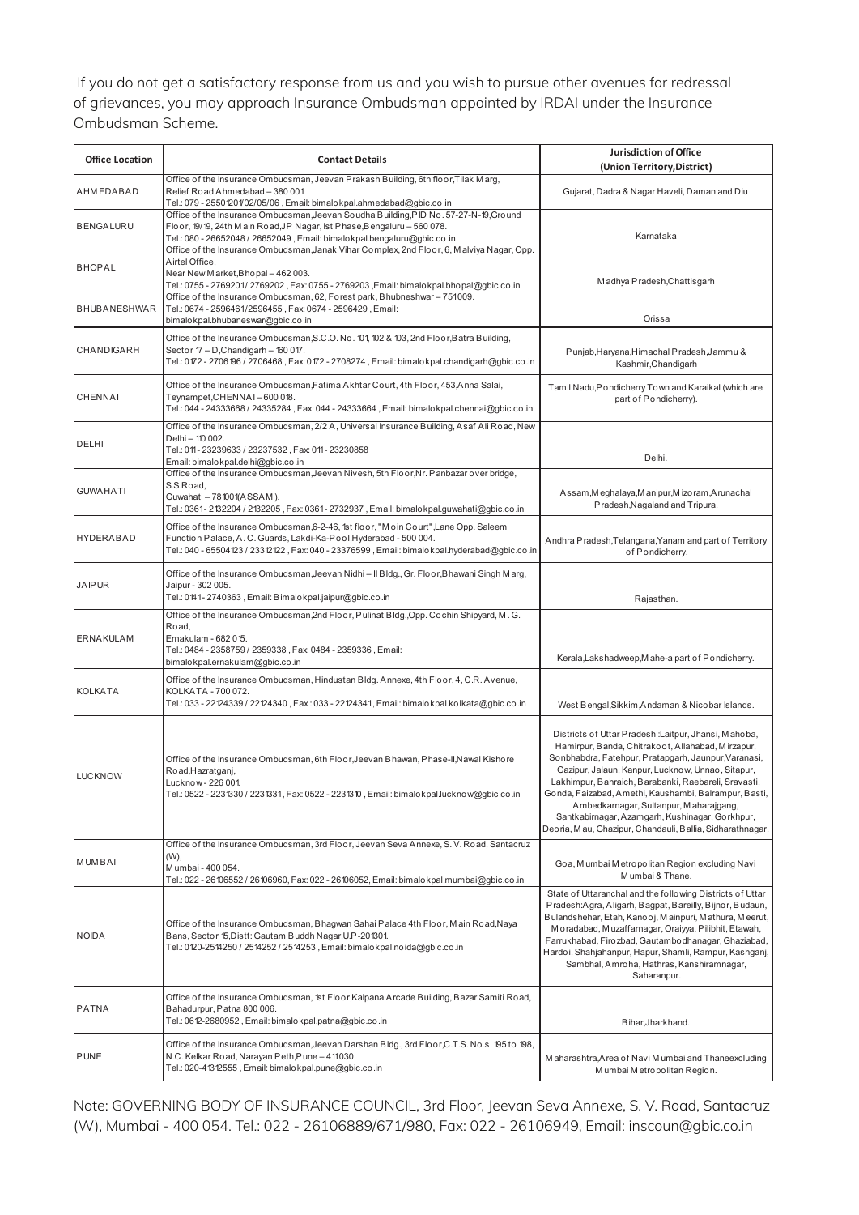If you do not get a satisfactory response from us and you wish to pursue other avenues for redressal of grievances, you may approach Insurance Ombudsman appointed by IRDAI under the Insurance Ombudsman Scheme.

| Office Location | Contact Details | Jurisdiction of Office (Union Territory,District) |
|---|---|---|
| AHMEDABAD | Office of the Insurance Ombudsman, Jeevan Prakash Building, 6th floor,Tilak Marg, Relief Road,Ahmedabad – 380 001. Tel.: 079 - 25501201/02/05/06 , Email: bimalokpal.ahmedabad@gbic.co.in | Gujarat, Dadra & Nagar Haveli, Daman and Diu |
| BENGALURU | Office of the Insurance Ombudsman,Jeevan Soudha Building,PID No. 57-27-N-19,Ground Floor, 19/19, 24th Main Road,JP Nagar, Ist Phase,Bengaluru – 560 078. Tel.: 080 - 26652048 / 26652049 , Email: bimalokpal.bengaluru@gbic.co.in | Karnataka |
| BHOPAL | Office of the Insurance Ombudsman,Janak Vihar Complex, 2nd Floor, 6, Malviya Nagar, Opp. Airtel Office, Near New Market,Bhopal – 462 003. Tel.: 0755 - 2769201/ 2769202 , Fax: 0755 - 2769203 ,Email: bimalokpal.bhopal@gbic.co.in | Madhya Pradesh,Chattisgarh |
| BHUBANESHWAR | Office of the Insurance Ombudsman, 62, Forest park, Bhubneshwar – 751009. Tel.: 0674 - 2596461/2596455 , Fax: 0674 - 2596429 , Email: bimalokpal.bhubaneswar@gbic.co.in | Orissa |
| CHANDIGARH | Office of the Insurance Ombudsman,S.C.O. No. 101, 102 & 103, 2nd Floor,Batra Building, Sector 17 – D,Chandigarh – 160 017. Tel.: 0172 - 2706196 / 2706468 , Fax: 0172 - 2708274 , Email: bimalokpal.chandigarh@gbic.co.in | Punjab,Haryana,Himachal Pradesh,Jammu & Kashmir,Chandigarh |
| CHENNAI | Office of the Insurance Ombudsman,Fatima Akhtar Court, 4th Floor, 453,Anna Salai, Teynampet,CHENNAI – 600 018. Tel.: 044 - 24333668 / 24335284 , Fax: 044 - 24333664 , Email: bimalokpal.chennai@gbic.co.in | Tamil Nadu,Pondicherry Town and Karaikal (which are part of Pondicherry). |
| DELHI | Office of the Insurance Ombudsman, 2/2 A, Universal Insurance Building, Asaf Ali Road, New Delhi – 110 002. Tel.: 011 - 23239633 / 23237532 , Fax: 011 - 23230858 Email: bimalokpal.delhi@gbic.co.in | Delhi. |
| GUWAHATI | Office of the Insurance Ombudsman,Jeevan Nivesh, 5th Floor,Nr. Panbazar over bridge, S.S.Road, Guwahati – 781001(ASSAM). Tel.: 0361- 2132204 / 2132205 , Fax: 0361- 2732937 , Email: bimalokpal.guwahati@gbic.co.in | Assam,Meghalaya,Manipur,Mizoram,Arunachal Pradesh,Nagaland and Tripura. |
| HYDERABAD | Office of the Insurance Ombudsman,6-2-46, 1st floor, "Moin Court",Lane Opp. Saleem Function Palace, A. C. Guards, Lakdi-Ka-Pool,Hyderabad - 500 004. Tel.: 040 - 65504123 / 23312122 , Fax: 040 - 23376599 , Email: bimalokpal.hyderabad@gbic.co.in | Andhra Pradesh,Telangana,Yanam and part of Territory of Pondicherry. |
| JAIPUR | Office of the Insurance Ombudsman,Jeevan Nidhi – II Bldg., Gr. Floor,Bhawani Singh Marg, Jaipur - 302 005. Tel.: 0141- 2740363 , Email: Bimalokpal.jaipur@gbic.co.in | Rajasthan. |
| ERNAKULAM | Office of the Insurance Ombudsman,2nd Floor, Pulinat Bldg.,Opp. Cochin Shipyard, M. G. Road, Ernakulam - 682 015. Tel.: 0484 - 2358759 / 2359338 , Fax: 0484 - 2359336 , Email: bimalokpal.ernakulam@gbic.co.in | Kerala,Lakshadweep,Mahe-a part of Pondicherry. |
| KOLKATA | Office of the Insurance Ombudsman, Hindustan Bldg. Annexe, 4th Floor, 4, C.R. Avenue, KOLKATA - 700 072. Tel.: 033 - 22124339 / 22124340 , Fax : 033 - 22124341, Email: bimalokpal.kolkata@gbic.co.in | West Bengal,Sikkim,Andaman & Nicobar Islands. |
| LUCKNOW | Office of the Insurance Ombudsman, 6th Floor,Jeevan Bhawan, Phase-II,Nawal Kishore Road,Hazratganj, Lucknow - 226 001. Tel.: 0522 - 2231330 / 2231331, Fax: 0522 - 2231310 , Email: bimalokpal.lucknow@gbic.co.in | Districts of Uttar Pradesh :Laitpur, Jhansi, Mahoba, Hamirpur, Banda, Chitrakoot, Allahabad, Mirzapur, Sonbhabdra, Fatehpur, Pratapgarh, Jaunpur,Varanasi, Gazipur, Jalaun, Kanpur, Lucknow, Unnao, Sitapur, Lakhimpur, Bahraich, Barabanki, Raebareli, Sravasti, Gonda, Faizabad, Amethi, Kaushambi, Balrampur, Basti, Ambedkarnagar, Sultanpur, Maharajgang, Santkabirnagar, Azamgarh, Kushinagar, Gorkhpur, Deoria, Mau, Ghazipur, Chandauli, Ballia, Sidharathnagar. |
| MUMBAI | Office of the Insurance Ombudsman, 3rd Floor, Jeevan Seva Annexe, S. V. Road, Santacruz (W), Mumbai - 400 054. Tel.: 022 - 26106552 / 26106960, Fax: 022 - 26106052, Email: bimalokpal.mumbai@gbic.co.in | Goa, Mumbai Metropolitan Region excluding Navi Mumbai & Thane. |
| NOIDA | Office of the Insurance Ombudsman, Bhagwan Sahai Palace 4th Floor, Main Road,Naya Bans, Sector 15,Distt: Gautam Buddh Nagar,U.P-201301. Tel.: 0120-2514250 / 2514252 / 2514253 , Email: bimalokpal.noida@gbic.co.in | State of Uttaranchal and the following Districts of Uttar Pradesh:Agra, Aligarh, Bagpat, Bareilly, Bijnor, Budaun, Bulandshehar, Etah, Kanooj, Mainpuri, Mathura, Meerut, Moradabad, Muzaffarnagar, Oraiyya, Pilibhit, Etawah, Farrukhabad, Firozbad, Gautambodhanagar, Ghaziabad, Hardoi, Shahjahanpur, Hapur, Shamli, Rampur, Kashganj, Sambhal, Amroha, Hathras, Kanshiramnagar, Saharanpur. |
| PATNA | Office of the Insurance Ombudsman, 1st Floor,Kalpana Arcade Building, Bazar Samiti Road, Bahadurpur, Patna 800 006. Tel.: 0612-2680952 , Email: bimalokpal.patna@gbic.co.in | Bihar,Jharkhand. |
| PUNE | Office of the Insurance Ombudsman,Jeevan Darshan Bldg., 3rd Floor,C.T.S. No.s. 195 to 198, N.C. Kelkar Road, Narayan Peth,Pune – 411030. Tel.: 020-41312555 , Email: bimalokpal.pune@gbic.co.in | Maharashtra,Area of Navi Mumbai and Thaneexcluding Mumbai Metropolitan Region. |

Note: GOVERNING BODY OF INSURANCE COUNCIL, 3rd Floor, Jeevan Seva Annexe, S. V. Road, Santacruz (W), Mumbai - 400 054. Tel.: 022 - 26106889/671/980, Fax: 022 - 26106949, Email: inscoun@gbic.co.in